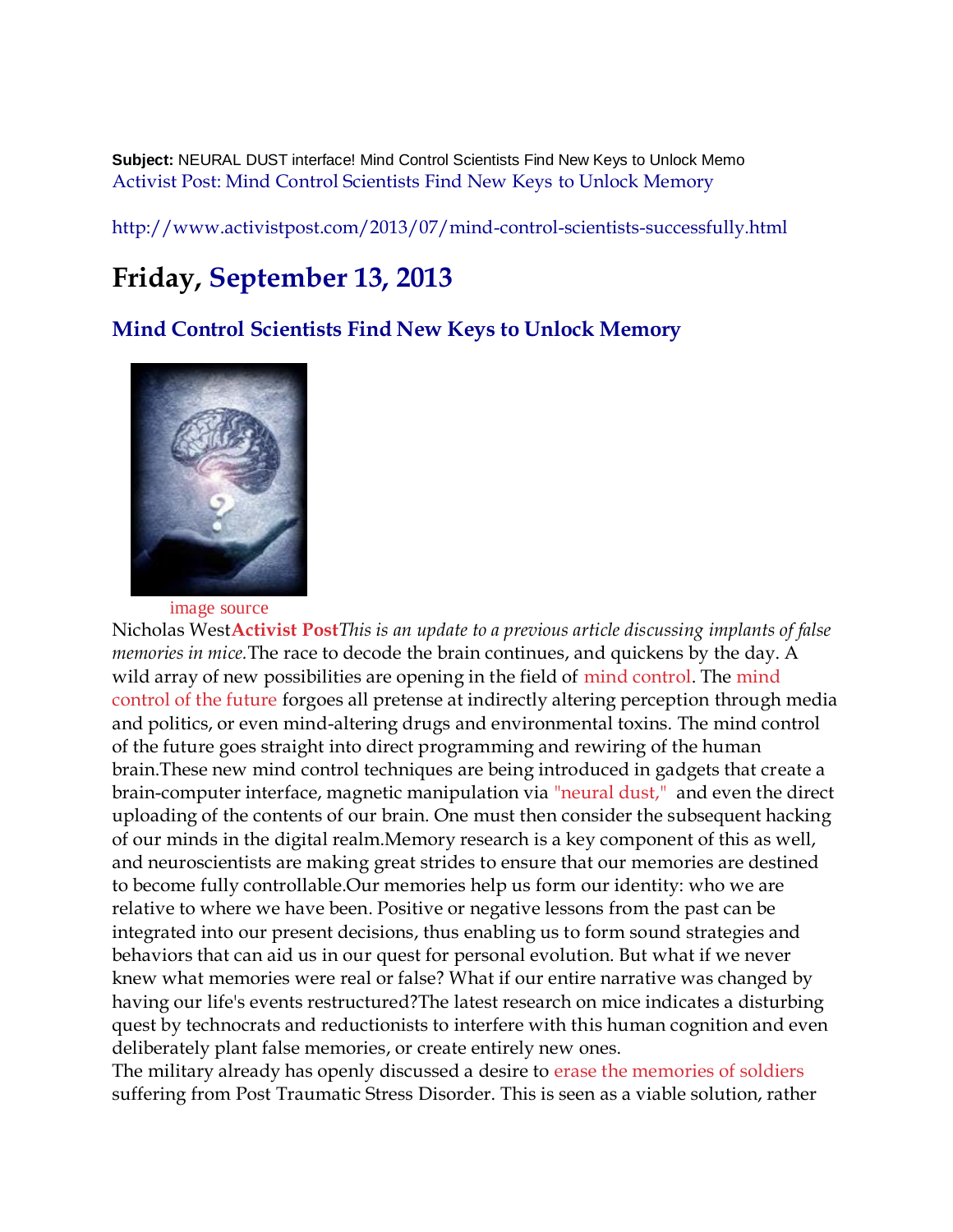**Subject:** NEURAL DUST interface! Mind Control Scientists Find New Keys to Unlock Memo

Activist Post: Mind Control Scientists Find New Keys to Unlock Memory

http://www.activistpost.com/2013/07/mind-control-scientists-successfully.html

# Friday, September 13, 2013

## Mind Control Scientists Find New Keys to Unlock Memory

image source

Nicholas West**Activist Post***This is an update to a previous article discussing implants of false memories in mice.*The race to decode the brain continues, and quickens by the day. A wild array of new possibilities are opening in the field of mind control. The mind control of the future forgoes all pretense at indirectly altering perception through media and politics, or even mind-altering drugs and environmental toxins. The mind control of the future goes straight into direct programming and rewiring of the human brain.These new mind control techniques are being introduced in gadgets that create a brain-computer interface, magnetic manipulation via "neural dust," and even the direct uploading of the contents of our brain. One must then consider the subsequent hacking of our minds in the digital realm.Memory research is a key component of this as well, and neuroscientists are making great strides to ensure that our memories are destined to become fully controllable.Our memories help us form our identity: who we are relative to where we have been. Positive or negative lessons from the past can be integrated into our present decisions, thus enabling us to form sound strategies and behaviors that can aid us in our quest for personal evolution. But what if we never knew what memories were real or false? What if our entire narrative was changed by having our life's events restructured?The latest research on mice indicates a disturbing quest by technocrats and reductionists to interfere with this human cognition and even deliberately plant false memories, or create entirely new ones.

The military already has openly discussed a desire to erase the memories of soldiers suffering from Post Traumatic Stress Disorder. This is seen as a viable solution, rather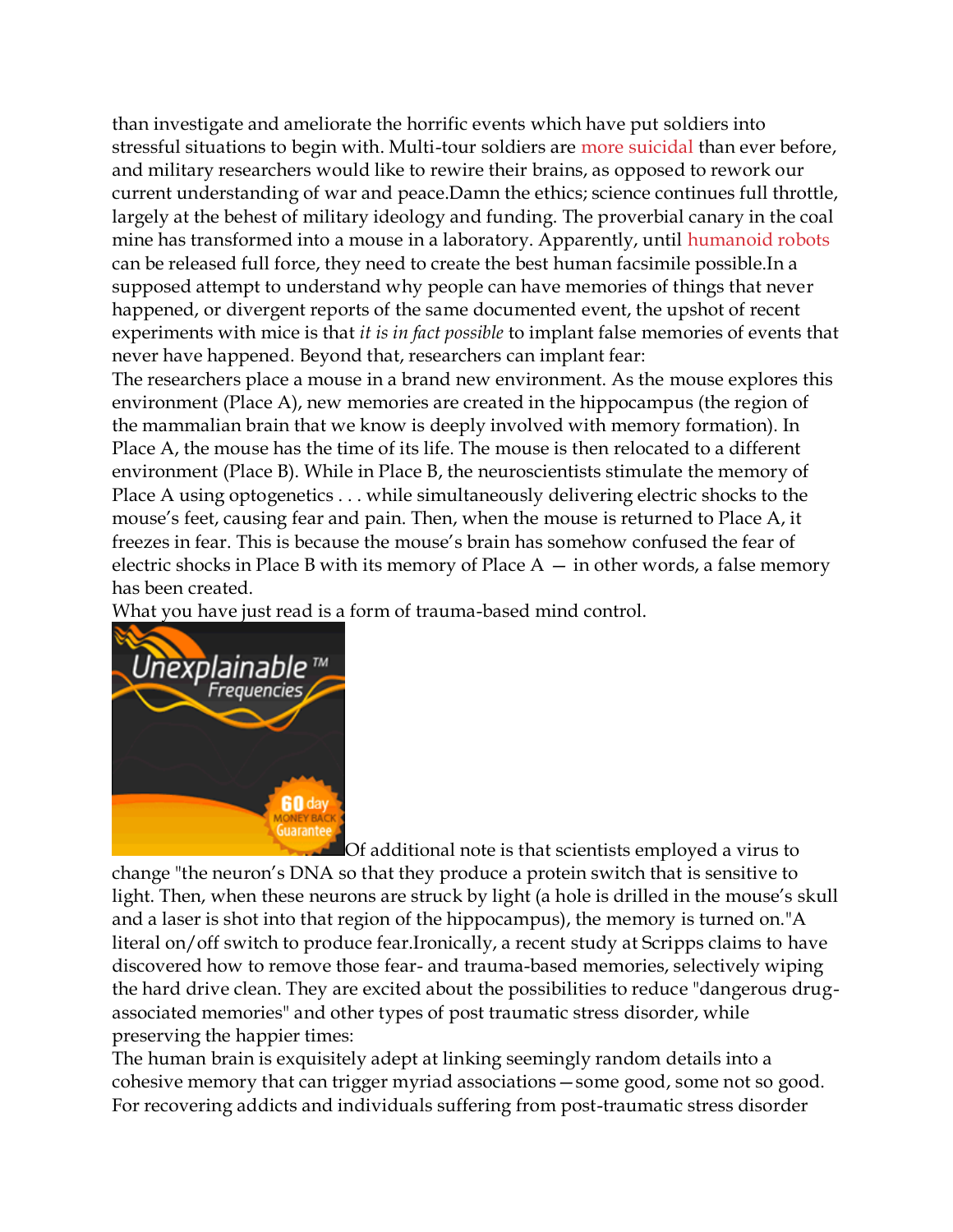than investigate and ameliorate the horrific events which have put soldiers into stressful situations to begin with. Multi-tour soldiers are more suicidal than ever before, and military researchers would like to rewire their brains, as opposed to rework our current understanding of war and peace.Damn the ethics; science continues full throttle, largely at the behest of military ideology and funding. The proverbial canary in the coal mine has transformed into a mouse in a laboratory. Apparently, until humanoid robots can be released full force, they need to create the best human facsimile possible.In a supposed attempt to understand why people can have memories of things that never happened, or divergent reports of the same documented event, the upshot of recent experiments with mice is that *it is in fact possible* to implant false memories of events that never have happened. Beyond that, researchers can implant fear:

The researchers place a mouse in a brand new environment. As the mouse explores this environment (Place A), new memories are created in the hippocampus (the region of the mammalian brain that we know is deeply involved with memory formation). In Place A, the mouse has the time of its life. The mouse is then relocated to a different environment (Place B). While in Place B, the neuroscientists stimulate the memory of Place A using optogenetics . . . while simultaneously delivering electric shocks to the mouse's feet, causing fear and pain. Then, when the mouse is returned to Place A, it freezes in fear. This is because the mouse's brain has somehow confused the fear of electric shocks in Place B with its memory of Place A — in other words, a false memory has been created.

What you have just read is a form of trauma-based mind control.

Unexplainable™ Frequencies 60 day MONEY BACK Guarantee

Of additional note is that scientists employed a virus to change "the neuron's DNA so that they produce a protein switch that is sensitive to light. Then, when these neurons are struck by light (a hole is drilled in the mouse's skull and a laser is shot into that region of the hippocampus), the memory is turned on."A literal on/off switch to produce fear.Ironically, a recent study at Scripps claims to have discovered how to remove those fear- and trauma-based memories, selectively wiping the hard drive clean. They are excited about the possibilities to reduce "dangerous drug-associated memories" and other types of post traumatic stress disorder, while preserving the happier times:

The human brain is exquisitely adept at linking seemingly random details into a cohesive memory that can trigger myriad associations—some good, some not so good. For recovering addicts and individuals suffering from post-traumatic stress disorder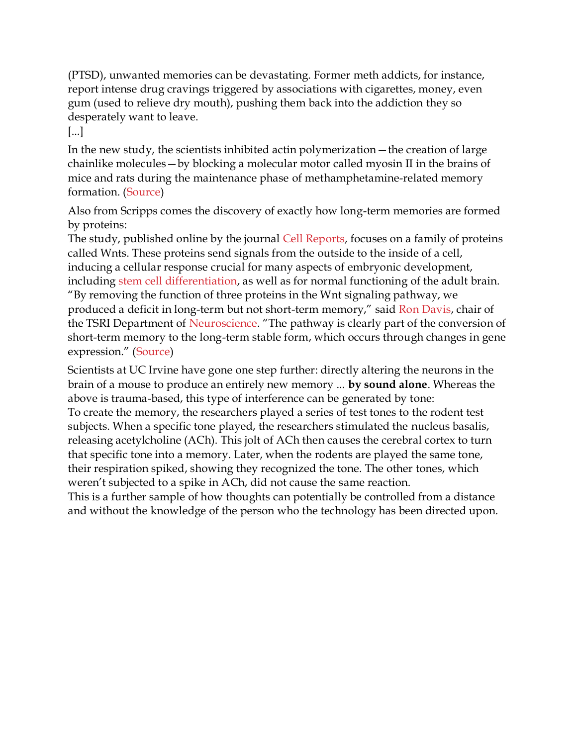(PTSD), unwanted memories can be devastating. Former meth addicts, for instance, report intense drug cravings triggered by associations with cigarettes, money, even gum (used to relieve dry mouth), pushing them back into the addiction they so desperately want to leave.

[...]

In the new study, the scientists inhibited actin polymerization—the creation of large chainlike molecules—by blocking a molecular motor called myosin II in the brains of mice and rats during the maintenance phase of methamphetamine-related memory formation. (Source)

Also from Scripps comes the discovery of exactly how long-term memories are formed by proteins:

The study, published online by the journal Cell Reports, focuses on a family of proteins called Wnts. These proteins send signals from the outside to the inside of a cell, inducing a cellular response crucial for many aspects of embryonic development, including stem cell differentiation, as well as for normal functioning of the adult brain. "By removing the function of three proteins in the Wnt signaling pathway, we produced a deficit in long-term but not short-term memory," said Ron Davis, chair of the TSRI Department of Neuroscience. "The pathway is clearly part of the conversion of short-term memory to the long-term stable form, which occurs through changes in gene expression." (Source)

Scientists at UC Irvine have gone one step further: directly altering the neurons in the brain of a mouse to produce an entirely new memory ... **by sound alone**. Whereas the above is trauma-based, this type of interference can be generated by tone:

To create the memory, the researchers played a series of test tones to the rodent test subjects. When a specific tone played, the researchers stimulated the nucleus basalis, releasing acetylcholine (ACh). This jolt of ACh then causes the cerebral cortex to turn that specific tone into a memory. Later, when the rodents are played the same tone, their respiration spiked, showing they recognized the tone. The other tones, which weren't subjected to a spike in ACh, did not cause the same reaction.

This is a further sample of how thoughts can potentially be controlled from a distance and without the knowledge of the person who the technology has been directed upon.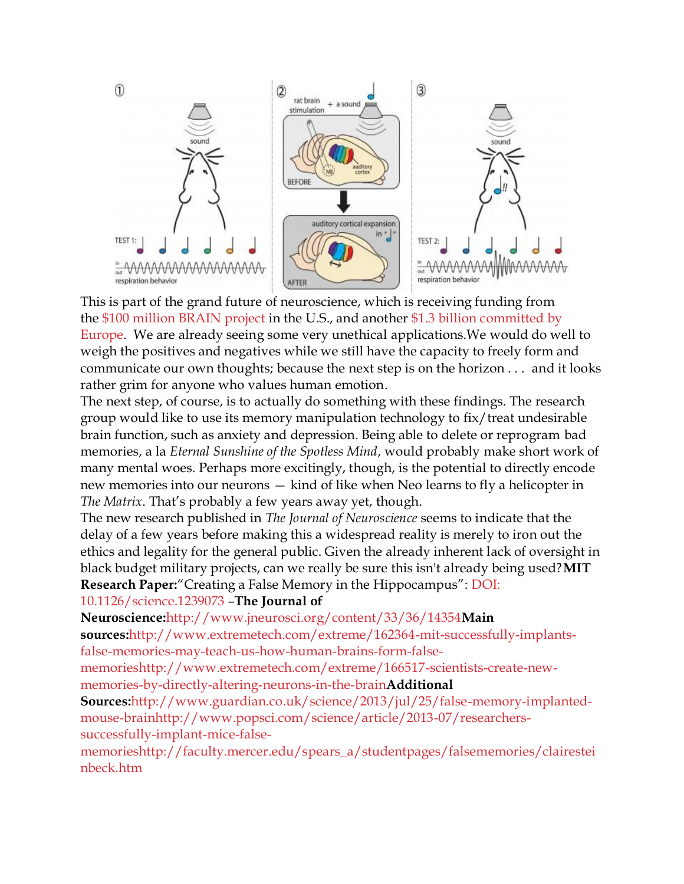①

sound

TEST 1:

in
out

respiration behavior

②

rat brain stimulation + a sound

NB

auditory cortex

BEFORE

auditory cortical expansion in

AFTER

③

sound

!!

TEST 2:

in
out

respiration behavior

This is part of the grand future of neuroscience, which is receiving funding from the $100 million BRAIN project in the U.S., and another $1.3 billion committed by Europe.  We are already seeing some very unethical applications.We would do well to weigh the positives and negatives while we still have the capacity to freely form and communicate our own thoughts; because the next step is on the horizon . . .  and it looks rather grim for anyone who values human emotion.

The next step, of course, is to actually do something with these findings. The research group would like to use its memory manipulation technology to fix/treat undesirable brain function, such as anxiety and depression. Being able to delete or reprogram bad memories, a la *Eternal Sunshine of the Spotless Mind*, would probably make short work of many mental woes. Perhaps more excitingly, though, is the potential to directly encode new memories into our neurons — kind of like when Neo learns to fly a helicopter in *The Matrix*. That's probably a few years away yet, though.

The new research published in *The Journal of Neuroscience* seems to indicate that the delay of a few years before making this a widespread reality is merely to iron out the ethics and legality for the general public. Given the already inherent lack of oversight in black budget military projects, can we really be sure this isn't already being used?**MIT Research Paper:**"Creating a False Memory in the Hippocampus": DOI: 10.1126/science.1239073 –**The Journal of Neuroscience:**http://www.jneurosci.org/content/33/36/14354**Main sources:**http://www.extremetech.com/extreme/162364-mit-successfully-implants-false-memories-may-teach-us-how-human-brains-form-false-memorieshttp://www.extremetech.com/extreme/166517-scientists-create-new-memories-by-directly-altering-neurons-in-the-brain**Additional Sources:**http://www.guardian.co.uk/science/2013/jul/25/false-memory-implanted-mouse-brainhttp://www.popsci.com/science/article/2013-07/researchers-successfully-implant-mice-false-memorieshttp://faculty.mercer.edu/spears_a/studentpages/falsememories/clairesteinbeck.htm